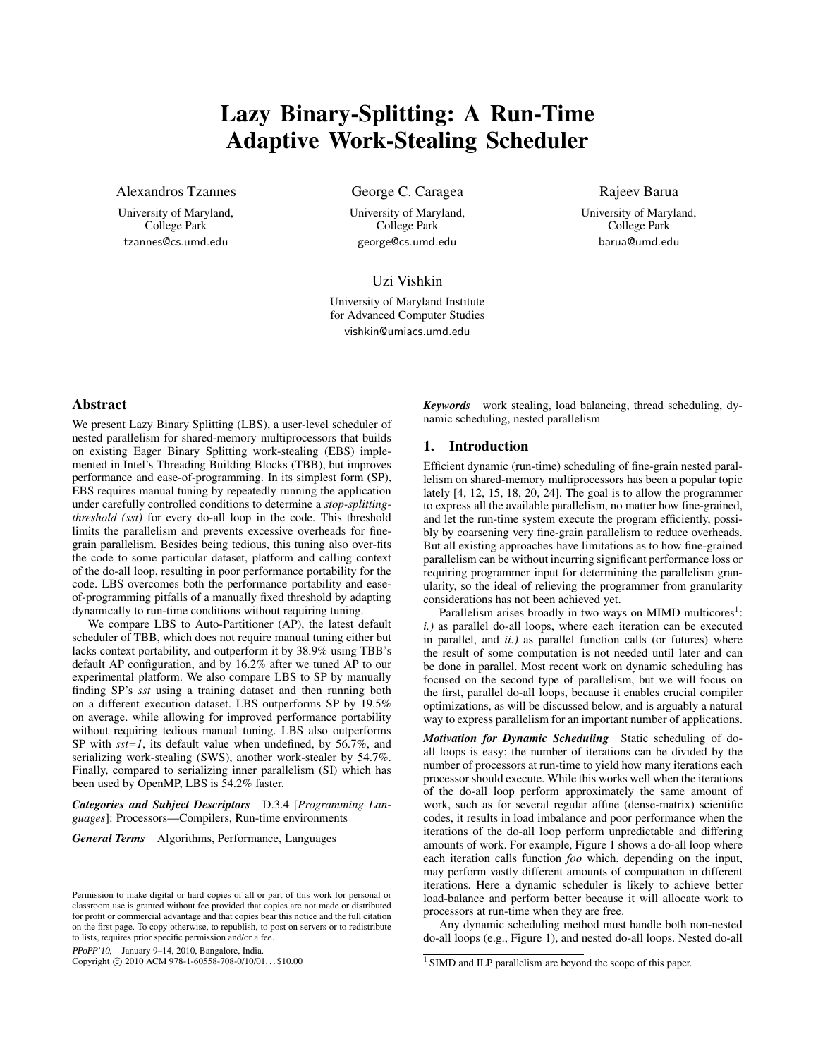# Lazy Binary-Splitting: A Run-Time Adaptive Work-Stealing Scheduler

Alexandros Tzannes
University of Maryland, College Park
tzannes@cs.umd.edu

George C. Caragea
University of Maryland, College Park
george@cs.umd.edu

Rajeev Barua
University of Maryland, College Park
barua@umd.edu

Uzi Vishkin
University of Maryland Institute for Advanced Computer Studies
vishkin@umiacs.umd.edu

## Abstract

We present Lazy Binary Splitting (LBS), a user-level scheduler of nested parallelism for shared-memory multiprocessors that builds on existing Eager Binary Splitting work-stealing (EBS) implemented in Intel's Threading Building Blocks (TBB), but improves performance and ease-of-programming. In its simplest form (SP), EBS requires manual tuning by repeatedly running the application under carefully controlled conditions to determine a *stop-splitting-threshold (sst)* for every do-all loop in the code. This threshold limits the parallelism and prevents excessive overheads for fine-grain parallelism. Besides being tedious, this tuning also over-fits the code to some particular dataset, platform and calling context of the do-all loop, resulting in poor performance portability for the code. LBS overcomes both the performance portability and ease-of-programming pitfalls of a manually fixed threshold by adapting dynamically to run-time conditions without requiring tuning.

We compare LBS to Auto-Partitioner (AP), the latest default scheduler of TBB, which does not require manual tuning either but lacks context portability, and outperform it by 38.9% using TBB's default AP configuration, and by 16.2% after we tuned AP to our experimental platform. We also compare LBS to SP by manually finding SP's *sst* using a training dataset and then running both on a different execution dataset. LBS outperforms SP by 19.5% on average. while allowing for improved performance portability without requiring tedious manual tuning. LBS also outperforms SP with *sst=1*, its default value when undefined, by 56.7%, and serializing work-stealing (SWS), another work-stealer by 54.7%. Finally, compared to serializing inner parallelism (SI) which has been used by OpenMP, LBS is 54.2% faster.

***Categories and Subject Descriptors*** D.3.4 [*Programming Languages*]: Processors—Compilers, Run-time environments

***General Terms*** Algorithms, Performance, Languages

Permission to make digital or hard copies of all or part of this work for personal or classroom use is granted without fee provided that copies are not made or distributed for profit or commercial advantage and that copies bear this notice and the full citation on the first page. To copy otherwise, to republish, to post on servers or to redistribute to lists, requires prior specific permission and/or a fee.

*PPoPP'10,* January 9–14, 2010, Bangalore, India.
Copyright © 2010 ACM 978-1-60558-708-0/10/01...$10.00

***Keywords*** work stealing, load balancing, thread scheduling, dynamic scheduling, nested parallelism

## 1. Introduction

Efficient dynamic (run-time) scheduling of fine-grain nested parallelism on shared-memory multiprocessors has been a popular topic lately [4, 12, 15, 18, 20, 24]. The goal is to allow the programmer to express all the available parallelism, no matter how fine-grained, and let the run-time system execute the program efficiently, possibly by coarsening very fine-grain parallelism to reduce overheads. But all existing approaches have limitations as to how fine-grained parallelism can be without incurring significant performance loss or requiring programmer input for determining the parallelism granularity, so the ideal of relieving the programmer from granularity considerations has not been achieved yet.

Parallelism arises broadly in two ways on MIMD multicores[1]: *i.)* as parallel do-all loops, where each iteration can be executed in parallel, and *ii.)* as parallel function calls (or futures) where the result of some computation is not needed until later and can be done in parallel. Most recent work on dynamic scheduling has focused on the second type of parallelism, but we will focus on the first, parallel do-all loops, because it enables crucial compiler optimizations, as will be discussed below, and is arguably a natural way to express parallelism for an important number of applications.

***Motivation for Dynamic Scheduling*** Static scheduling of do-all loops is easy: the number of iterations can be divided by the number of processors at run-time to yield how many iterations each processor should execute. While this works well when the iterations of the do-all loop perform approximately the same amount of work, such as for several regular affine (dense-matrix) scientific codes, it results in load imbalance and poor performance when the iterations of the do-all loop perform unpredictable and differing amounts of work. For example, Figure 1 shows a do-all loop where each iteration calls function *foo* which, depending on the input, may perform vastly different amounts of computation in different iterations. Here a dynamic scheduler is likely to achieve better load-balance and perform better because it will allocate work to processors at run-time when they are free.

Any dynamic scheduling method must handle both non-nested do-all loops (e.g., Figure 1), and nested do-all loops. Nested do-all

[1] SIMD and ILP parallelism are beyond the scope of this paper.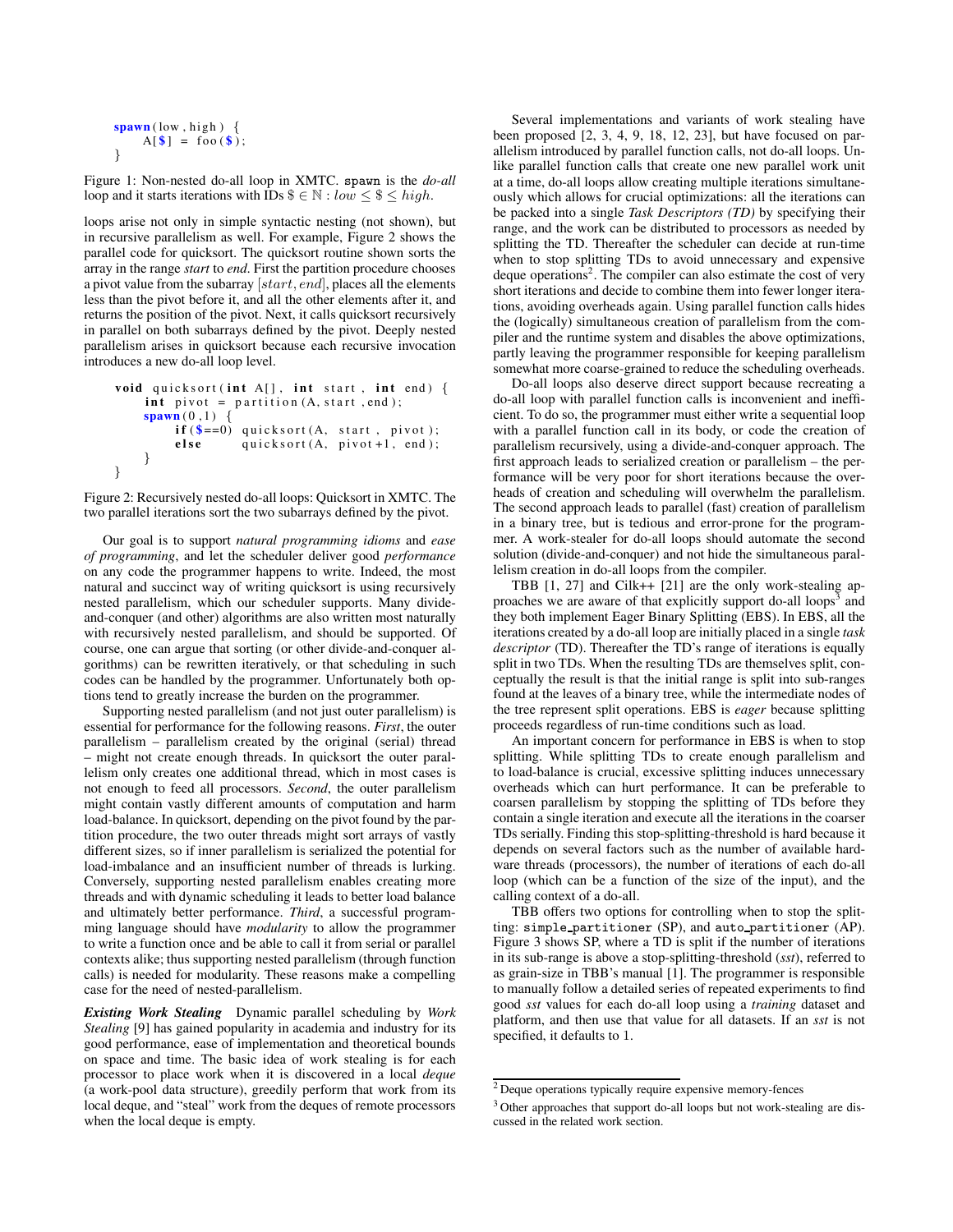```
spawn(low, high) {
    A[$] = foo($);
}
```

Figure 1: Non-nested do-all loop in XMTC. `spawn` is the *do-all* loop and it starts iterations with IDs $\$ \in \mathbb{N} : low \leq \$ \leq high$.

loops arise not only in simple syntactic nesting (not shown), but in recursive parallelism as well. For example, Figure 2 shows the parallel code for quicksort. The quicksort routine shown sorts the array in the range *start* to *end*. First the partition procedure chooses a pivot value from the subarray $[start, end]$, places all the elements less than the pivot before it, and all the other elements after it, and returns the position of the pivot. Next, it calls quicksort recursively in parallel on both subarrays defined by the pivot. Deeply nested parallelism arises in quicksort because each recursive invocation introduces a new do-all loop level.

```
void quicksort(int A[], int start, int end) {
    int pivot = partition(A, start, end);
    spawn(0,1) {
        if($==0) quicksort(A, start, pivot);
        else     quicksort(A, pivot+1, end);
    }
}
```

Figure 2: Recursively nested do-all loops: Quicksort in XMTC. The two parallel iterations sort the two subarrays defined by the pivot.

Our goal is to support *natural programming idioms* and *ease of programming*, and let the scheduler deliver good *performance* on any code the programmer happens to write. Indeed, the most natural and succinct way of writing quicksort is using recursively nested parallelism, which our scheduler supports. Many divide-and-conquer (and other) algorithms are also written most naturally with recursively nested parallelism, and should be supported. Of course, one can argue that sorting (or other divide-and-conquer algorithms) can be rewritten iteratively, or that scheduling in such codes can be handled by the programmer. Unfortunately both options tend to greatly increase the burden on the programmer.

Supporting nested parallelism (and not just outer parallelism) is essential for performance for the following reasons. *First*, the outer parallelism – parallelism created by the original (serial) thread – might not create enough threads. In quicksort the outer parallelism only creates one additional thread, which in most cases is not enough to feed all processors. *Second*, the outer parallelism might contain vastly different amounts of computation and harm load-balance. In quicksort, depending on the pivot found by the partition procedure, the two outer threads might sort arrays of vastly different sizes, so if inner parallelism is serialized the potential for load-imbalance and an insufficient number of threads is lurking. Conversely, supporting nested parallelism enables creating more threads and with dynamic scheduling it leads to better load balance and ultimately better performance. *Third*, a successful programming language should have *modularity* to allow the programmer to write a function once and be able to call it from serial or parallel contexts alike; thus supporting nested parallelism (through function calls) is needed for modularity. These reasons make a compelling case for the need of nested-parallelism.

***Existing Work Stealing*** Dynamic parallel scheduling by *Work Stealing* [9] has gained popularity in academia and industry for its good performance, ease of implementation and theoretical bounds on space and time. The basic idea of work stealing is for each processor to place work when it is discovered in a local *deque* (a work-pool data structure), greedily perform that work from its local deque, and "steal" work from the deques of remote processors when the local deque is empty.

Several implementations and variants of work stealing have been proposed [2, 3, 4, 9, 18, 12, 23], but have focused on parallelism introduced by parallel function calls, not do-all loops. Unlike parallel function calls that create one new parallel work unit at a time, do-all loops allow creating multiple iterations simultaneously which allows for crucial optimizations: all the iterations can be packed into a single *Task Descriptors (TD)* by specifying their range, and the work can be distributed to processors as needed by splitting the TD. Thereafter the scheduler can decide at run-time when to stop splitting TDs to avoid unnecessary and expensive deque operations[2]. The compiler can also estimate the cost of very short iterations and decide to combine them into fewer longer iterations, avoiding overheads again. Using parallel function calls hides the (logically) simultaneous creation of parallelism from the compiler and the runtime system and disables the above optimizations, partly leaving the programmer responsible for keeping parallelism somewhat more coarse-grained to reduce the scheduling overheads.

Do-all loops also deserve direct support because recreating a do-all loop with parallel function calls is inconvenient and inefficient. To do so, the programmer must either write a sequential loop with a parallel function call in its body, or code the creation of parallelism recursively, using a divide-and-conquer approach. The first approach leads to serialized creation or parallelism – the performance will be very poor for short iterations because the overheads of creation and scheduling will overwhelm the parallelism. The second approach leads to parallel (fast) creation of parallelism in a binary tree, but is tedious and error-prone for the programmer. A work-stealer for do-all loops should automate the second solution (divide-and-conquer) and not hide the simultaneous parallelism creation in do-all loops from the compiler.

TBB [1, 27] and Cilk++ [21] are the only work-stealing approaches we are aware of that explicitly support do-all loops[3] and they both implement Eager Binary Splitting (EBS). In EBS, all the iterations created by a do-all loop are initially placed in a single *task descriptor* (TD). Thereafter the TD's range of iterations is equally split in two TDs. When the resulting TDs are themselves split, conceptually the result is that the initial range is split into sub-ranges found at the leaves of a binary tree, while the intermediate nodes of the tree represent split operations. EBS is *eager* because splitting proceeds regardless of run-time conditions such as load.

An important concern for performance in EBS is when to stop splitting. While splitting TDs to create enough parallelism and to load-balance is crucial, excessive splitting induces unnecessary overheads which can hurt performance. It can be preferable to coarsen parallelism by stopping the splitting of TDs before they contain a single iteration and execute all the iterations in the coarser TDs serially. Finding this stop-splitting-threshold is hard because it depends on several factors such as the number of available hardware threads (processors), the number of iterations of each do-all loop (which can be a function of the size of the input), and the calling context of a do-all.

TBB offers two options for controlling when to stop the splitting: `simple_partitioner` (SP), and `auto_partitioner` (AP). Figure 3 shows SP, where a TD is split if the number of iterations in its sub-range is above a stop-splitting-threshold (*sst*), referred to as grain-size in TBB's manual [1]. The programmer is responsible to manually follow a detailed series of repeated experiments to find good *sst* values for each do-all loop using a *training* dataset and platform, and then use that value for all datasets. If an *sst* is not specified, it defaults to 1.

---

[2] Deque operations typically require expensive memory-fences

[3] Other approaches that support do-all loops but not work-stealing are discussed in the related work section.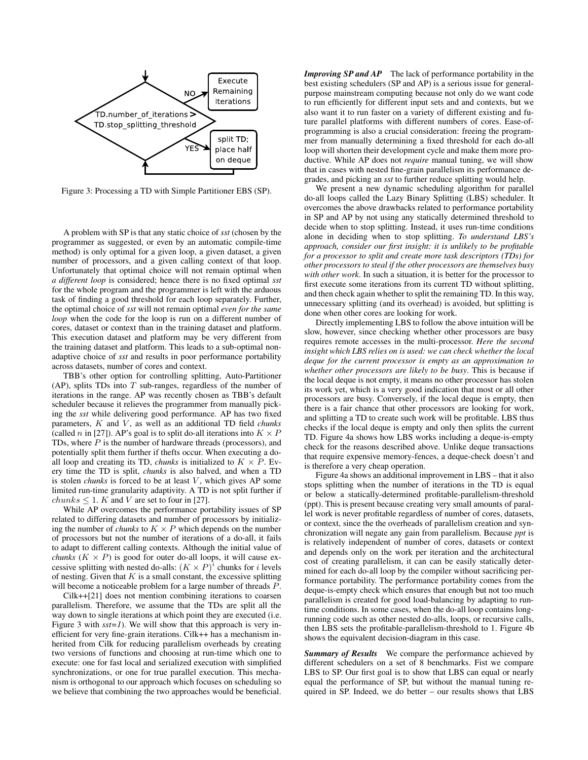TD.number_of_iterations > TD.stop_splitting_threshold

NO

Execute Remaining Iterations

YES

split TD; place half on deque

Figure 3: Processing a TD with Simple Partitioner EBS (SP).

A problem with SP is that any static choice of *sst* (chosen by the programmer as suggested, or even by an automatic compile-time method) is only optimal for a given loop, a given dataset, a given number of processors, and a given calling context of that loop. Unfortunately that optimal choice will not remain optimal when *a different loop* is considered; hence there is no fixed optimal *sst* for the whole program and the programmer is left with the arduous task of finding a good threshold for each loop separately. Further, the optimal choice of *sst* will not remain optimal *even for the same loop* when the code for the loop is run on a different number of cores, dataset or context than in the training dataset and platform. This execution dataset and platform may be very different from the training dataset and platform. This leads to a sub-optimal non-adaptive choice of *sst* and results in poor performance portability across datasets, number of cores and context.

TBB's other option for controlling splitting, Auto-Partitioner (AP), splits TDs into $T$ sub-ranges, regardless of the number of iterations in the range. AP was recently chosen as TBB's default scheduler because it relieves the programmer from manually picking the *sst* while delivering good performance. AP has two fixed parameters, $K$ and $V$, as well as an additional TD field *chunks* (called $n$ in [27]). AP's goal is to split do-all iterations into $K \times P$ TDs, where $P$ is the number of hardware threads (processors), and potentially split them further if thefts occur. When executing a do-all loop and creating its TD, *chunks* is initialized to $K \times P$. Every time the TD is split, *chunks* is also halved, and when a TD is stolen *chunks* is forced to be at least $V$, which gives AP some limited run-time granularity adaptivity. A TD is not split further if $chunks \leq 1$. $K$ and $V$ are set to four in [27].

While AP overcomes the performance portability issues of SP related to differing datasets and number of processors by initializing the number of *chunks* to $K \times P$ which depends on the number of processors but not the number of iterations of a do-all, it fails to adapt to different calling contexts. Although the initial value of *chunks* ($K \times P$) is good for outer do-all loops, it will cause excessive splitting with nested do-alls: $(K \times P)^i$ chunks for $i$ levels of nesting. Given that $K$ is a small constant, the excessive splitting will become a noticeable problem for a large number of threads $P$.

Cilk++[21] does not mention combining iterations to coarsen parallelism. Therefore, we assume that the TDs are split all the way down to single iterations at which point they are executed (i.e. Figure 3 with *sst=1*). We will show that this approach is very inefficient for very fine-grain iterations. Cilk++ has a mechanism inherited from Cilk for reducing parallelism overheads by creating two versions of functions and choosing at run-time which one to execute: one for fast local and serialized execution with simplified synchronizations, or one for true parallel execution. This mechanism is orthogonal to our approach which focuses on scheduling so we believe that combining the two approaches would be beneficial.

***Improving SP and AP*** The lack of performance portability in the best existing schedulers (SP and AP) is a serious issue for general-purpose mainstream computing because not only do we want code to run efficiently for different input sets and and contexts, but we also want it to run faster on a variety of different existing and future parallel platforms with different numbers of cores. Ease-of-programming is also a crucial consideration: freeing the programmer from manually determining a fixed threshold for each do-all loop will shorten their development cycle and make them more productive. While AP does not *require* manual tuning, we will show that in cases with nested fine-grain parallelism its performance degrades, and picking an *sst* to further reduce splitting would help.

We present a new dynamic scheduling algorithm for parallel do-all loops called the Lazy Binary Splitting (LBS) scheduler. It overcomes the above drawbacks related to performance portability in SP and AP by not using any statically determined threshold to decide when to stop splitting. Instead, it uses run-time conditions alone in deciding when to stop splitting. *To understand LBS's approach, consider our first insight: it is unlikely to be profitable for a processor to split and create more task descriptors (TDs) for other processors to steal if the other processors are themselves busy with other work*. In such a situation, it is better for the processor to first execute some iterations from its current TD without splitting, and then check again whether to split the remaining TD. In this way, unnecessary splitting (and its overhead) is avoided, but splitting is done when other cores are looking for work.

Directly implementing LBS to follow the above intuition will be slow, however, since checking whether other processors are busy requires remote accesses in the multi-processor. *Here the second insight which LBS relies on is used: we can check whether the local deque for the current processor is empty as an approximation to whether other processors are likely to be busy*. This is because if the local deque is not empty, it means no other processor has stolen its work yet, which is a very good indication that most or all other processors are busy. Conversely, if the local deque is empty, then there is a fair chance that other processors are looking for work, and splitting a TD to create such work will be profitable. LBS thus checks if the local deque is empty and only then splits the current TD. Figure 4a shows how LBS works including a deque-is-empty check for the reasons described above. Unlike deque transactions that require expensive memory-fences, a deque-check doesn't and is therefore a very cheap operation.

Figure 4a shows an additional improvement in LBS – that it also stops splitting when the number of iterations in the TD is equal or below a statically-determined profitable-parallelism-threshold (ppt). This is present because creating very small amounts of parallel work is never profitable regardless of number of cores, datasets, or context, since the the overheads of parallelism creation and synchronization will negate any gain from parallelism. Because *ppt* is is relatively independent of number of cores, datasets or context and depends only on the work per iteration and the architectural cost of creating parallelism, it can can be easily statically determined for each do-all loop by the compiler without sacrificing performance portability. The performance portability comes from the deque-is-empty check which ensures that enough but not too much parallelism is created for good load-balancing by adapting to run-time conditions. In some cases, when the do-all loop contains long-running code such as other nested do-alls, loops, or recursive calls, then LBS sets the profitable-parallelism-threshold to 1. Figure 4b shows the equivalent decision-diagram in this case.

***Summary of Results*** We compare the performance achieved by different schedulers on a set of 8 benchmarks. Fist we compare LBS to SP. Our first goal is to show that LBS can equal or nearly equal the performance of SP, but without the manual tuning required in SP. Indeed, we do better – our results shows that LBS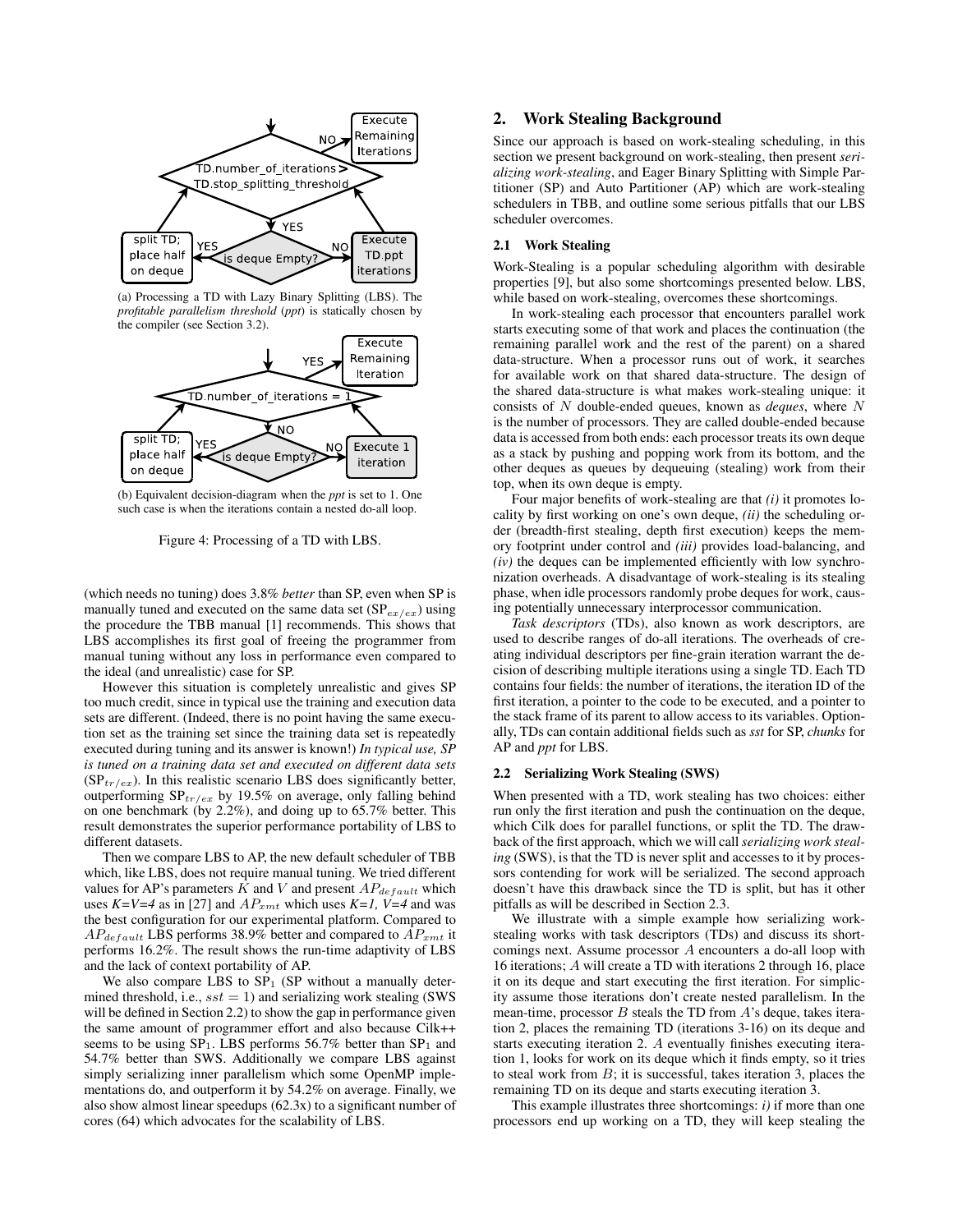(a) Processing a TD with Lazy Binary Splitting (LBS). The *profitable parallelism threshold* (*ppt*) is statically chosen by the compiler (see Section 3.2).

(b) Equivalent decision-diagram when the *ppt* is set to 1. One such case is when the iterations contain a nested do-all loop.

Figure 4: Processing of a TD with LBS.

(which needs no tuning) does 3.8% *better* than SP, even when SP is manually tuned and executed on the same data set ($\text{SP}_{ex/ex}$) using the procedure the TBB manual [1] recommends. This shows that LBS accomplishes its first goal of freeing the programmer from manual tuning without any loss in performance even compared to the ideal (and unrealistic) case for SP.

However this situation is completely unrealistic and gives SP too much credit, since in typical use the training and execution data sets are different. (Indeed, there is no point having the same execution set as the training set since the training data set is repeatedly executed during tuning and its answer is known!) *In typical use, SP is tuned on a training data set and executed on different data sets* ($\text{SP}_{tr/ex}$). In this realistic scenario LBS does significantly better, outperforming $\text{SP}_{tr/ex}$ by 19.5% on average, only falling behind on one benchmark (by 2.2%), and doing up to 65.7% better. This result demonstrates the superior performance portability of LBS to different datasets.

Then we compare LBS to AP, the new default scheduler of TBB which, like LBS, does not require manual tuning. We tried different values for AP's parameters $K$ and $V$ and present $AP_{default}$ which uses *K=V=4* as in [27] and $AP_{xmt}$ which uses *K=1, V=4* and was the best configuration for our experimental platform. Compared to $AP_{default}$ LBS performs 38.9% better and compared to $AP_{xmt}$ it performs 16.2%. The result shows the run-time adaptivity of LBS and the lack of context portability of AP.

We also compare LBS to $\text{SP}_1$ (SP without a manually determined threshold, i.e., $sst = 1$) and serializing work stealing (SWS will be defined in Section 2.2) to show the gap in performance given the same amount of programmer effort and also because Cilk++ seems to be using $\text{SP}_1$. LBS performs 56.7% better than $\text{SP}_1$ and 54.7% better than SWS. Additionally we compare LBS against simply serializing inner parallelism which some OpenMP implementations do, and outperform it by 54.2% on average. Finally, we also show almost linear speedups (62.3x) to a significant number of cores (64) which advocates for the scalability of LBS.

## 2. Work Stealing Background

Since our approach is based on work-stealing scheduling, in this section we present background on work-stealing, then present *serializing work-stealing*, and Eager Binary Splitting with Simple Partitioner (SP) and Auto Partitioner (AP) which are work-stealing schedulers in TBB, and outline some serious pitfalls that our LBS scheduler overcomes.

### 2.1 Work Stealing

Work-Stealing is a popular scheduling algorithm with desirable properties [9], but also some shortcomings presented below. LBS, while based on work-stealing, overcomes these shortcomings.

In work-stealing each processor that encounters parallel work starts executing some of that work and places the continuation (the remaining parallel work and the rest of the parent) on a shared data-structure. When a processor runs out of work, it searches for available work on that shared data-structure. The design of the shared data-structure is what makes work-stealing unique: it consists of $N$ double-ended queues, known as *deques*, where $N$ is the number of processors. They are called double-ended because data is accessed from both ends: each processor treats its own deque as a stack by pushing and popping work from its bottom, and the other deques as queues by dequeuing (stealing) work from their top, when its own deque is empty.

Four major benefits of work-stealing are that *(i)* it promotes locality by first working on one's own deque, *(ii)* the scheduling order (breadth-first stealing, depth first execution) keeps the memory footprint under control and *(iii)* provides load-balancing, and *(iv)* the deques can be implemented efficiently with low synchronization overheads. A disadvantage of work-stealing is its stealing phase, when idle processors randomly probe deques for work, causing potentially unnecessary interprocessor communication.

*Task descriptors* (TDs), also known as work descriptors, are used to describe ranges of do-all iterations. The overheads of creating individual descriptors per fine-grain iteration warrant the decision of describing multiple iterations using a single TD. Each TD contains four fields: the number of iterations, the iteration ID of the first iteration, a pointer to the code to be executed, and a pointer to the stack frame of its parent to allow access to its variables. Optionally, TDs can contain additional fields such as *sst* for SP, *chunks* for AP and *ppt* for LBS.

### 2.2 Serializing Work Stealing (SWS)

When presented with a TD, work stealing has two choices: either run only the first iteration and push the continuation on the deque, which Cilk does for parallel functions, or split the TD. The drawback of the first approach, which we will call *serializing work stealing* (SWS), is that the TD is never split and accesses to it by processors contending for work will be serialized. The second approach doesn't have this drawback since the TD is split, but has it other pitfalls as will be described in Section 2.3.

We illustrate with a simple example how serializing work-stealing works with task descriptors (TDs) and discuss its shortcomings next. Assume processor $A$ encounters a do-all loop with 16 iterations; $A$ will create a TD with iterations 2 through 16, place it on its deque and start executing the first iteration. For simplicity assume those iterations don't create nested parallelism. In the mean-time, processor $B$ steals the TD from $A$'s deque, takes iteration 2, places the remaining TD (iterations 3-16) on its deque and starts executing iteration 2. $A$ eventually finishes executing iteration 1, looks for work on its deque which it finds empty, so it tries to steal work from $B$; it is successful, takes iteration 3, places the remaining TD on its deque and starts executing iteration 3.

This example illustrates three shortcomings: *i)* if more than one processors end up working on a TD, they will keep stealing the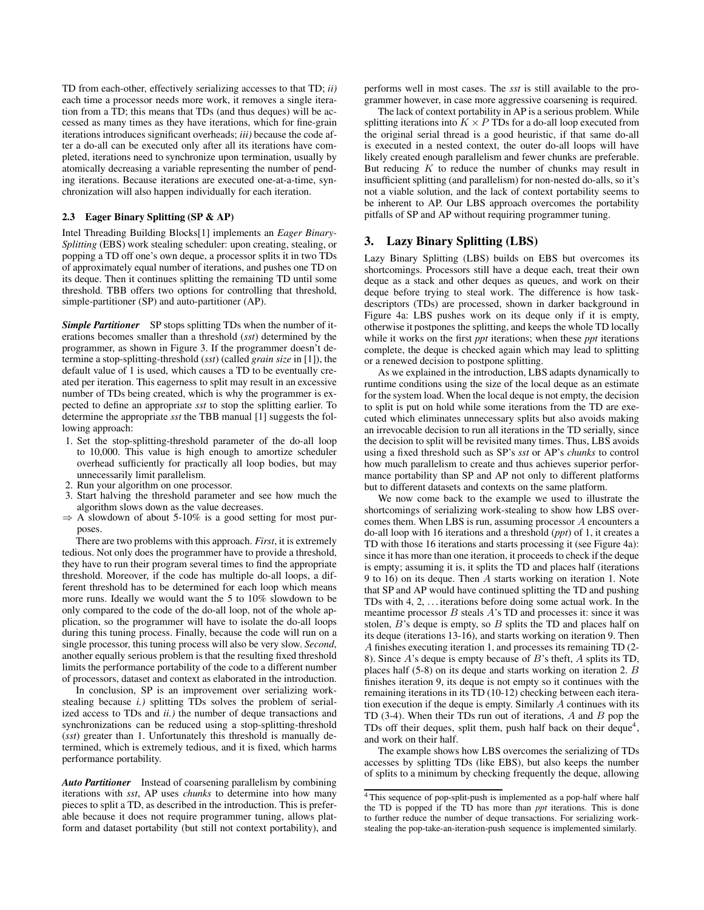TD from each-other, effectively serializing accesses to that TD; *ii)* each time a processor needs more work, it removes a single iteration from a TD; this means that TDs (and thus deques) will be accessed as many times as they have iterations, which for fine-grain iterations introduces significant overheads; *iii)* because the code after a do-all can be executed only after all its iterations have completed, iterations need to synchronize upon termination, usually by atomically decreasing a variable representing the number of pending iterations. Because iterations are executed one-at-a-time, synchronization will also happen individually for each iteration.

### 2.3 Eager Binary Splitting (SP & AP)

Intel Threading Building Blocks[1] implements an *Eager Binary-Splitting* (EBS) work stealing scheduler: upon creating, stealing, or popping a TD off one's own deque, a processor splits it in two TDs of approximately equal number of iterations, and pushes one TD on its deque. Then it continues splitting the remaining TD until some threshold. TBB offers two options for controlling that threshold, simple-partitioner (SP) and auto-partitioner (AP).

***Simple Partitioner*** SP stops splitting TDs when the number of iterations becomes smaller than a threshold (*sst*) determined by the programmer, as shown in Figure 3. If the programmer doesn't determine a stop-splitting-threshold (*sst*) (called *grain size* in [1]), the default value of 1 is used, which causes a TD to be eventually created per iteration. This eagerness to split may result in an excessive number of TDs being created, which is why the programmer is expected to define an appropriate *sst* to stop the splitting earlier. To determine the appropriate *sst* the TBB manual [1] suggests the following approach:

1. Set the stop-splitting-threshold parameter of the do-all loop to 10,000. This value is high enough to amortize scheduler overhead sufficiently for practically all loop bodies, but may unnecessarily limit parallelism.
2. Run your algorithm on one processor.
3. Start halving the threshold parameter and see how much the algorithm slows down as the value decreases.

$\Rightarrow$ A slowdown of about 5-10% is a good setting for most purposes.

There are two problems with this approach. *First*, it is extremely tedious. Not only does the programmer have to provide a threshold, they have to run their program several times to find the appropriate threshold. Moreover, if the code has multiple do-all loops, a different threshold has to be determined for each loop which means more runs. Ideally we would want the 5 to 10% slowdown to be only compared to the code of the do-all loop, not of the whole application, so the programmer will have to isolate the do-all loops during this tuning process. Finally, because the code will run on a single processor, this tuning process will also be very slow. *Second*, another equally serious problem is that the resulting fixed threshold limits the performance portability of the code to a different number of processors, dataset and context as elaborated in the introduction.

In conclusion, SP is an improvement over serializing work-stealing because *i.)* splitting TDs solves the problem of serialized access to TDs and *ii.)* the number of deque transactions and synchronizations can be reduced using a stop-splitting-threshold (*sst*) greater than 1. Unfortunately this threshold is manually determined, which is extremely tedious, and it is fixed, which harms performance portability.

***Auto Partitioner*** Instead of coarsening parallelism by combining iterations with *sst*, AP uses *chunks* to determine into how many pieces to split a TD, as described in the introduction. This is preferable because it does not require programmer tuning, allows platform and dataset portability (but still not context portability), and performs well in most cases. The *sst* is still available to the programmer however, in case more aggressive coarsening is required.

The lack of context portability in AP is a serious problem. While splitting iterations into $K \times P$ TDs for a do-all loop executed from the original serial thread is a good heuristic, if that same do-all is executed in a nested context, the outer do-all loops will have likely created enough parallelism and fewer chunks are preferable. But reducing $K$ to reduce the number of chunks may result in insufficient splitting (and parallelism) for non-nested do-alls, so it's not a viable solution, and the lack of context portability seems to be inherent to AP. Our LBS approach overcomes the portability pitfalls of SP and AP without requiring programmer tuning.

## 3. Lazy Binary Splitting (LBS)

Lazy Binary Splitting (LBS) builds on EBS but overcomes its shortcomings. Processors still have a deque each, treat their own deque as a stack and other deques as queues, and work on their deque before trying to steal work. The difference is how task-descriptors (TDs) are processed, shown in darker background in Figure 4a: LBS pushes work on its deque only if it is empty, otherwise it postpones the splitting, and keeps the whole TD locally while it works on the first *ppt* iterations; when these *ppt* iterations complete, the deque is checked again which may lead to splitting or a renewed decision to postpone splitting.

As we explained in the introduction, LBS adapts dynamically to runtime conditions using the size of the local deque as an estimate for the system load. When the local deque is not empty, the decision to split is put on hold while some iterations from the TD are executed which eliminates unnecessary splits but also avoids making an irrevocable decision to run all iterations in the TD serially, since the decision to split will be revisited many times. Thus, LBS avoids using a fixed threshold such as SP's *sst* or AP's *chunks* to control how much parallelism to create and thus achieves superior performance portability than SP and AP not only to different platforms but to different datasets and contexts on the same platform.

We now come back to the example we used to illustrate the shortcomings of serializing work-stealing to show how LBS overcomes them. When LBS is run, assuming processor $A$ encounters a do-all loop with 16 iterations and a threshold (*ppt*) of 1, it creates a TD with those 16 iterations and starts processing it (see Figure 4a): since it has more than one iteration, it proceeds to check if the deque is empty; assuming it is, it splits the TD and places half (iterations 9 to 16) on its deque. Then $A$ starts working on iteration 1. Note that SP and AP would have continued splitting the TD and pushing TDs with 4, 2, ... iterations before doing some actual work. In the meantime processor $B$ steals $A$'s TD and processes it: since it was stolen, $B$'s deque is empty, so $B$ splits the TD and places half on its deque (iterations 13-16), and starts working on iteration 9. Then $A$ finishes executing iteration 1, and processes its remaining TD (2-8). Since $A$'s deque is empty because of $B$'s theft, $A$ splits its TD, places half (5-8) on its deque and starts working on iteration 2. $B$ finishes iteration 9, its deque is not empty so it continues with the remaining iterations in its TD (10-12) checking between each iteration execution if the deque is empty. Similarly $A$ continues with its TD (3-4). When their TDs run out of iterations, $A$ and $B$ pop the TDs off their deques, split them, push half back on their deque[4], and work on their half.

The example shows how LBS overcomes the serializing of TDs accesses by splitting TDs (like EBS), but also keeps the number of splits to a minimum by checking frequently the deque, allowing

[4] This sequence of pop-split-push is implemented as a pop-half where half the TD is popped if the TD has more than *ppt* iterations. This is done to further reduce the number of deque transactions. For serializing work-stealing the pop-take-an-iteration-push sequence is implemented similarly.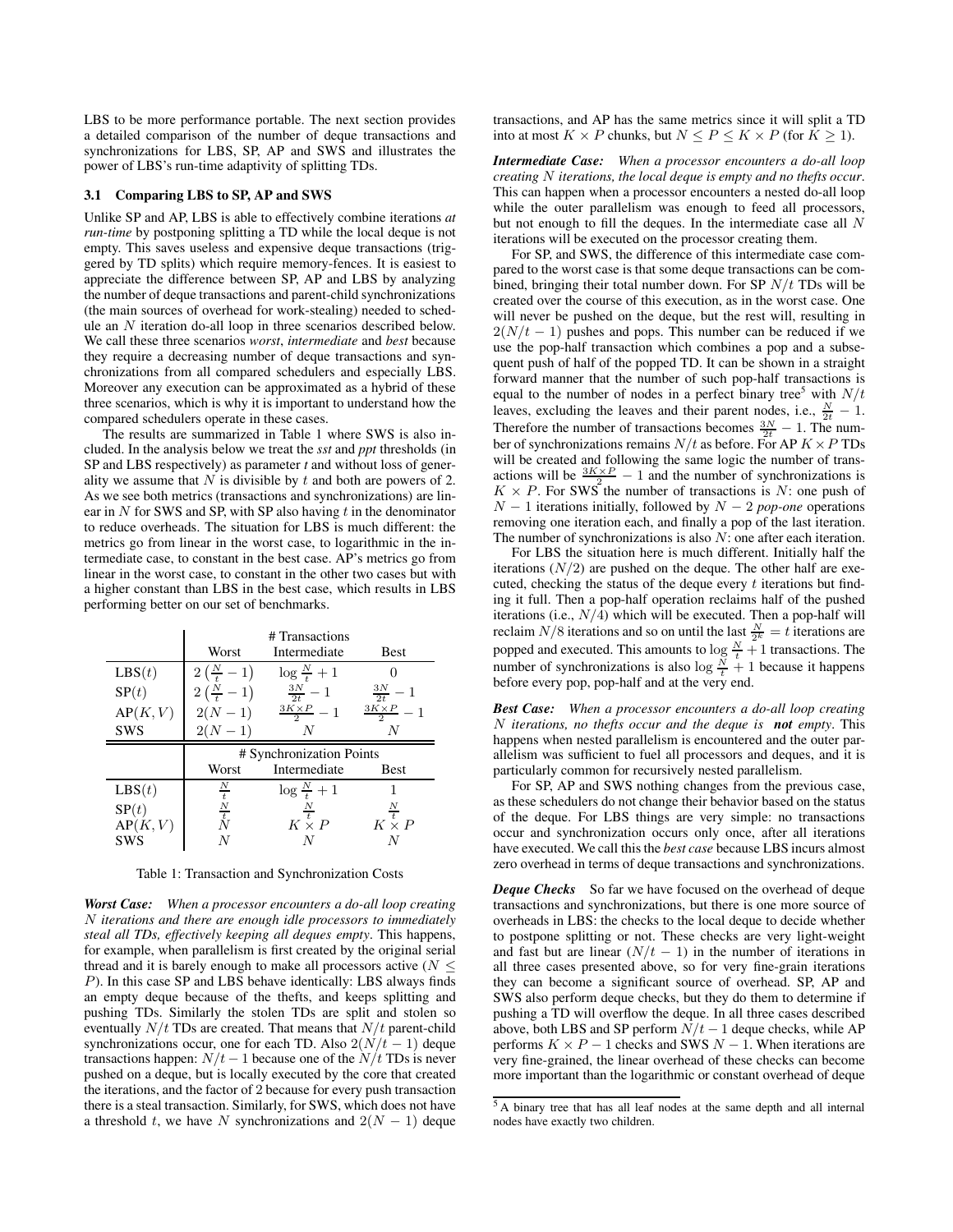LBS to be more performance portable. The next section provides a detailed comparison of the number of deque transactions and synchronizations for LBS, SP, AP and SWS and illustrates the power of LBS's run-time adaptivity of splitting TDs.

### 3.1 Comparing LBS to SP, AP and SWS

Unlike SP and AP, LBS is able to effectively combine iterations *at run-time* by postponing splitting a TD while the local deque is not empty. This saves useless and expensive deque transactions (triggered by TD splits) which require memory-fences. It is easiest to appreciate the difference between SP, AP and LBS by analyzing the number of deque transactions and parent-child synchronizations (the main sources of overhead for work-stealing) needed to schedule an $N$ iteration do-all loop in three scenarios described below. We call these three scenarios *worst*, *intermediate* and *best* because they require a decreasing number of deque transactions and synchronizations from all compared schedulers and especially LBS. Moreover any execution can be approximated as a hybrid of these three scenarios, which is why it is important to understand how the compared schedulers operate in these cases.

The results are summarized in Table 1 where SWS is also included. In the analysis below we treat the *sst* and *ppt* thresholds (in SP and LBS respectively) as parameter *t* and without loss of generality we assume that $N$ is divisible by $t$ and both are powers of 2. As we see both metrics (transactions and synchronizations) are linear in $N$ for SWS and SP, with SP also having $t$ in the denominator to reduce overheads. The situation for LBS is much different: the metrics go from linear in the worst case, to logarithmic in the intermediate case, to constant in the best case. AP's metrics go from linear in the worst case, to constant in the other two cases but with a higher constant than LBS in the best case, which results in LBS performing better on our set of benchmarks.

| | # Transactions | | |
|---|---|---|---|
| | Worst | Intermediate | Best |
| LBS($t$) | $2\left(\frac{N}{t}-1\right)$ | $\log\frac{N}{t}+1$ | $0$ |
| SP($t$) | $2\left(\frac{N}{t}-1\right)$ | $\frac{3N}{2t}-1$ | $\frac{3N}{2t}-1$ |
| AP($K,V$) | $2(N-1)$ | $\frac{3K\times P}{2}-1$ | $\frac{3K\times P}{2}-1$ |
| SWS | $2(N-1)$ | $N$ | $N$ |
| | **# Synchronization Points** | | |
| | Worst | Intermediate | Best |
| LBS($t$) | $\frac{N}{t}$ | $\log\frac{N}{t}+1$ | $1$ |
| SP($t$) | $\frac{N}{t}$ | $\frac{N}{t}$ | $\frac{N}{t}$ |
| AP($K,V$) | $N$ | $K\times P$ | $K\times P$ |
| SWS | $N$ | $N$ | $N$ |

Table 1: Transaction and Synchronization Costs

***Worst Case:*** *When a processor encounters a do-all loop creating $N$ iterations and there are enough idle processors to immediately steal all TDs, effectively keeping all deques empty*. This happens, for example, when parallelism is first created by the original serial thread and it is barely enough to make all processors active ($N \le P$). In this case SP and LBS behave identically: LBS always finds an empty deque because of the thefts, and keeps splitting and pushing TDs. Similarly the stolen TDs are split and stolen so eventually $N/t$ TDs are created. That means that $N/t$ parent-child synchronizations occur, one for each TD. Also $2(N/t-1)$ deque transactions happen: $N/t-1$ because one of the $N/t$ TDs is never pushed on a deque, but is locally executed by the core that created the iterations, and the factor of 2 because for every push transaction there is a steal transaction. Similarly, for SWS, which does not have a threshold $t$, we have $N$ synchronizations and $2(N-1)$ deque transactions, and AP has the same metrics since it will split a TD into at most $K \times P$ chunks, but $N \le P \le K \times P$ (for $K \ge 1$).

***Intermediate Case:*** *When a processor encounters a do-all loop creating $N$ iterations, the local deque is empty and no thefts occur*. This can happen when a processor encounters a nested do-all loop while the outer parallelism was enough to feed all processors, but not enough to fill the deques. In the intermediate case all $N$ iterations will be executed on the processor creating them.

For SP, and SWS, the difference of this intermediate case compared to the worst case is that some deque transactions can be combined, bringing their total number down. For SP $N/t$ TDs will be created over the course of this execution, as in the worst case. One will never be pushed on the deque, but the rest will, resulting in $2(N/t-1)$ pushes and pops. This number can be reduced if we use the pop-half transaction which combines a pop and a subsequent push of half of the popped TD. It can be shown in a straight forward manner that the number of such pop-half transactions is equal to the number of nodes in a perfect binary tree[5] with $N/t$ leaves, excluding the leaves and their parent nodes, i.e., $\frac{N}{2t}-1$. Therefore the number of transactions becomes $\frac{3N}{2t}-1$. The number of synchronizations remains $N/t$ as before. For AP $K \times P$ TDs will be created and following the same logic the number of transactions will be $\frac{3K\times P}{2}-1$ and the number of synchronizations is $K \times P$. For SWS the number of transactions is $N$: one push of $N-1$ iterations initially, followed by $N-2$ *pop-one* operations removing one iteration each, and finally a pop of the last iteration. The number of synchronizations is also $N$: one after each iteration.

For LBS the situation here is much different. Initially half the iterations ($N/2$) are pushed on the deque. The other half are executed, checking the status of the deque every $t$ iterations but finding it full. Then a pop-half operation reclaims half of the pushed iterations (i.e., $N/4$) which will be executed. Then a pop-half will reclaim $N/8$ iterations and so on until the last $\frac{N}{2^k}=t$ iterations are popped and executed. This amounts to $\log\frac{N}{t}+1$ transactions. The number of synchronizations is also $\log\frac{N}{t}+1$ because it happens before every pop, pop-half and at the very end.

***Best Case:*** *When a processor encounters a do-all loop creating $N$ iterations, no thefts occur and the deque is **not** empty*. This happens when nested parallelism is encountered and the outer parallelism was sufficient to fuel all processors and deques, and it is particularly common for recursively nested parallelism.

For SP, AP and SWS nothing changes from the previous case, as these schedulers do not change their behavior based on the status of the deque. For LBS things are very simple: no transactions occur and synchronization occurs only once, after all iterations have executed. We call this the *best case* because LBS incurs almost zero overhead in terms of deque transactions and synchronizations.

***Deque Checks*** So far we have focused on the overhead of deque transactions and synchronizations, but there is one more source of overheads in LBS: the checks to the local deque to decide whether to postpone splitting or not. These checks are very light-weight and fast but are linear ($N/t-1$) in the number of iterations in all three cases presented above, so for very fine-grain iterations they can become a significant source of overhead. SP, AP and SWS also perform deque checks, but they do them to determine if pushing a TD will overflow the deque. In all three cases described above, both LBS and SP perform $N/t-1$ deque checks, while AP performs $K \times P-1$ checks and SWS $N-1$. When iterations are very fine-grained, the linear overhead of these checks can become more important than the logarithmic or constant overhead of deque

[5] A binary tree that has all leaf nodes at the same depth and all internal nodes have exactly two children.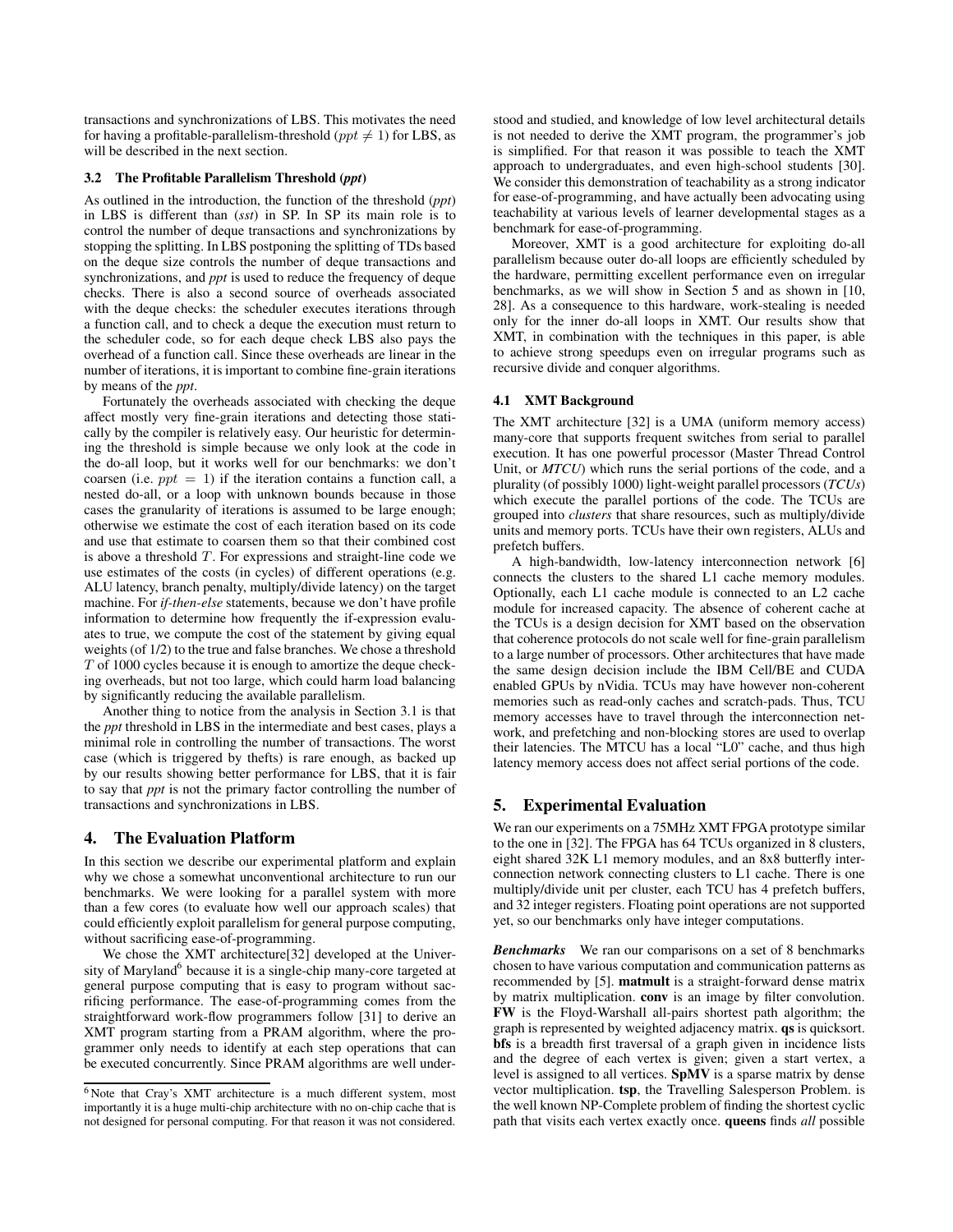transactions and synchronizations of LBS. This motivates the need for having a profitable-parallelism-threshold ($ppt \neq 1$) for LBS, as will be described in the next section.

### 3.2 The Profitable Parallelism Threshold (*ppt*)

As outlined in the introduction, the function of the threshold (*ppt*) in LBS is different than (*sst*) in SP. In SP its main role is to control the number of deque transactions and synchronizations by stopping the splitting. In LBS postponing the splitting of TDs based on the deque size controls the number of deque transactions and synchronizations, and *ppt* is used to reduce the frequency of deque checks. There is also a second source of overheads associated with the deque checks: the scheduler executes iterations through a function call, and to check a deque the execution must return to the scheduler code, so for each deque check LBS also pays the overhead of a function call. Since these overheads are linear in the number of iterations, it is important to combine fine-grain iterations by means of the *ppt*.

Fortunately the overheads associated with checking the deque affect mostly very fine-grain iterations and detecting those statically by the compiler is relatively easy. Our heuristic for determining the threshold is simple because we only look at the code in the do-all loop, but it works well for our benchmarks: we don't coarsen (i.e. $ppt = 1$) if the iteration contains a function call, a nested do-all, or a loop with unknown bounds because in those cases the granularity of iterations is assumed to be large enough; otherwise we estimate the cost of each iteration based on its code and use that estimate to coarsen them so that their combined cost is above a threshold $T$. For expressions and straight-line code we use estimates of the costs (in cycles) of different operations (e.g. ALU latency, branch penalty, multiply/divide latency) on the target machine. For *if-then-else* statements, because we don't have profile information to determine how frequently the if-expression evaluates to true, we compute the cost of the statement by giving equal weights (of 1/2) to the true and false branches. We chose a threshold $T$ of 1000 cycles because it is enough to amortize the deque checking overheads, but not too large, which could harm load balancing by significantly reducing the available parallelism.

Another thing to notice from the analysis in Section 3.1 is that the *ppt* threshold in LBS in the intermediate and best cases, plays a minimal role in controlling the number of transactions. The worst case (which is triggered by thefts) is rare enough, as backed up by our results showing better performance for LBS, that it is fair to say that *ppt* is not the primary factor controlling the number of transactions and synchronizations in LBS.

## 4. The Evaluation Platform

In this section we describe our experimental platform and explain why we chose a somewhat unconventional architecture to run our benchmarks. We were looking for a parallel system with more than a few cores (to evaluate how well our approach scales) that could efficiently exploit parallelism for general purpose computing, without sacrificing ease-of-programming.

We chose the XMT architecture[32] developed at the University of Maryland[6] because it is a single-chip many-core targeted at general purpose computing that is easy to program without sacrificing performance. The ease-of-programming comes from the straightforward work-flow programmers follow [31] to derive an XMT program starting from a PRAM algorithm, where the programmer only needs to identify at each step operations that can be executed concurrently. Since PRAM algorithms are well understood and studied, and knowledge of low level architectural details is not needed to derive the XMT program, the programmer's job is simplified. For that reason it was possible to teach the XMT approach to undergraduates, and even high-school students [30]. We consider this demonstration of teachability as a strong indicator for ease-of-programming, and have actually been advocating using teachability at various levels of learner developmental stages as a benchmark for ease-of-programming.

Moreover, XMT is a good architecture for exploiting do-all parallelism because outer do-all loops are efficiently scheduled by the hardware, permitting excellent performance even on irregular benchmarks, as we will show in Section 5 and as shown in [10, 28]. As a consequence to this hardware, work-stealing is needed only for the inner do-all loops in XMT. Our results show that XMT, in combination with the techniques in this paper, is able to achieve strong speedups even on irregular programs such as recursive divide and conquer algorithms.

### 4.1 XMT Background

The XMT architecture [32] is a UMA (uniform memory access) many-core that supports frequent switches from serial to parallel execution. It has one powerful processor (Master Thread Control Unit, or *MTCU*) which runs the serial portions of the code, and a plurality (of possibly 1000) light-weight parallel processors (*TCUs*) which execute the parallel portions of the code. The TCUs are grouped into *clusters* that share resources, such as multiply/divide units and memory ports. TCUs have their own registers, ALUs and prefetch buffers.

A high-bandwidth, low-latency interconnection network [6] connects the clusters to the shared L1 cache memory modules. Optionally, each L1 cache module is connected to an L2 cache module for increased capacity. The absence of coherent cache at the TCUs is a design decision for XMT based on the observation that coherence protocols do not scale well for fine-grain parallelism to a large number of processors. Other architectures that have made the same design decision include the IBM Cell/BE and CUDA enabled GPUs by nVidia. TCUs may have however non-coherent memories such as read-only caches and scratch-pads. Thus, TCU memory accesses have to travel through the interconnection network, and prefetching and non-blocking stores are used to overlap their latencies. The MTCU has a local "L0" cache, and thus high latency memory access does not affect serial portions of the code.

## 5. Experimental Evaluation

We ran our experiments on a 75MHz XMT FPGA prototype similar to the one in [32]. The FPGA has 64 TCUs organized in 8 clusters, eight shared 32K L1 memory modules, and an 8x8 butterfly interconnection network connecting clusters to L1 cache. There is one multiply/divide unit per cluster, each TCU has 4 prefetch buffers, and 32 integer registers. Floating point operations are not supported yet, so our benchmarks only have integer computations.

***Benchmarks*** We ran our comparisons on a set of 8 benchmarks chosen to have various computation and communication patterns as recommended by [5]. **matmult** is a straight-forward dense matrix by matrix multiplication. **conv** is an image by filter convolution. **FW** is the Floyd-Warshall all-pairs shortest path algorithm; the graph is represented by weighted adjacency matrix. **qs** is quicksort. **bfs** is a breadth first traversal of a graph given in incidence lists and the degree of each vertex is given; given a start vertex, a level is assigned to all vertices. **SpMV** is a sparse matrix by dense vector multiplication. **tsp**, the Travelling Salesperson Problem. is the well known NP-Complete problem of finding the shortest cyclic path that visits each vertex exactly once. **queens** finds *all* possible

[6] Note that Cray's XMT architecture is a much different system, most importantly it is a huge multi-chip architecture with no on-chip cache that is not designed for personal computing. For that reason it was not considered.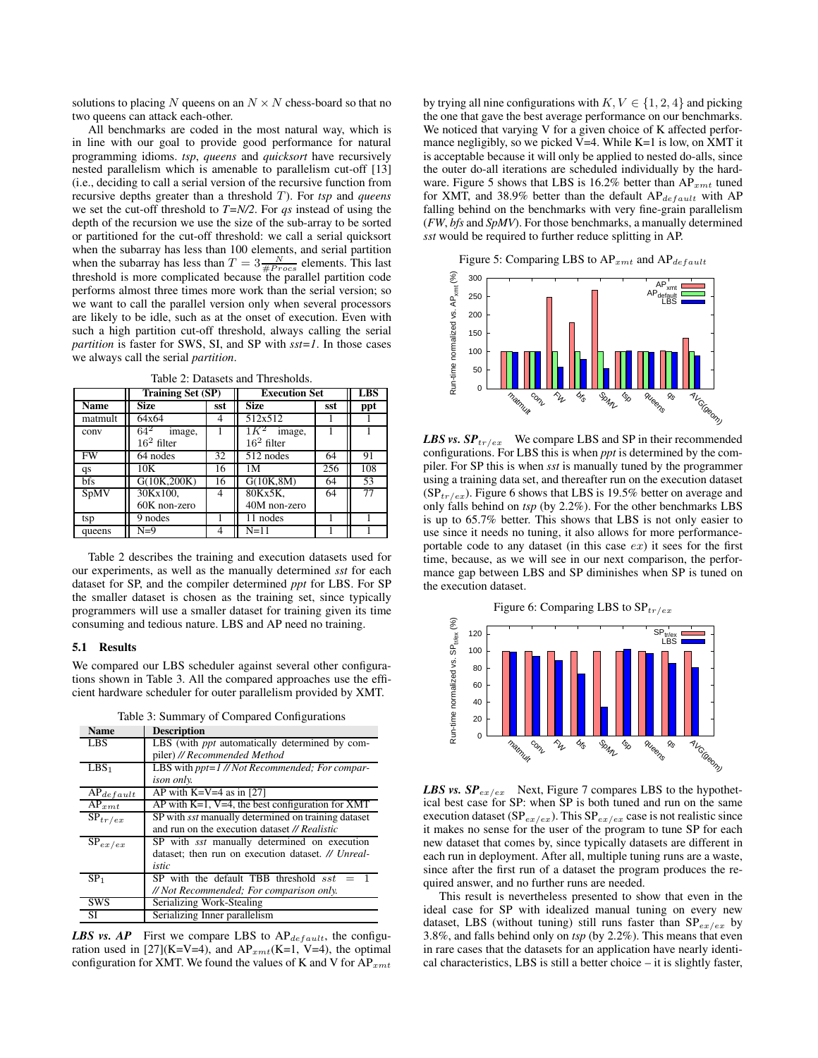solutions to placing $N$ queens on an $N \times N$ chess-board so that no two queens can attack each-other.

All benchmarks are coded in the most natural way, which is in line with our goal to provide good performance for natural programming idioms. *tsp*, *queens* and *quicksort* have recursively nested parallelism which is amenable to parallelism cut-off [13] (i.e., deciding to call a serial version of the recursive function from recursive depths greater than a threshold $T$). For *tsp* and *queens* we set the cut-off threshold to *T=N/2*. For *qs* instead of using the depth of the recursion we use the size of the sub-array to be sorted or partitioned for the cut-off threshold: we call a serial quicksort when the subarray has less than 100 elements, and serial partition when the subarray has less than $T = 3\frac{N}{\#Procs}$ elements. This last threshold is more complicated because the parallel partition code performs almost three times more work than the serial version; so we want to call the parallel version only when several processors are likely to be idle, such as at the onset of execution. Even with such a high partition cut-off threshold, always calling the serial *partition* is faster for SWS, SI, and SP with *sst=1*. In those cases we always call the serial *partition*.

Table 2: Datasets and Thresholds.

| | Training Set (SP) | | Execution Set | | LBS |
|---|---|---|---|---|---|
| Name | Size | sst | Size | sst | ppt |
| matmult | 64x64 | 4 | 512x512 | 1 | 1 |
| conv | $64^2$ image, $16^2$ filter | 1 | $1K^2$ image, $16^2$ filter | 1 | 1 |
| FW | 64 nodes | 32 | 512 nodes | 64 | 91 |
| qs | 10K | 16 | 1M | 256 | 108 |
| bfs | G(10K,200K) | 16 | G(10K,8M) | 64 | 53 |
| SpMV | 30Kx100, 60K non-zero | 4 | 80Kx5K, 40M non-zero | 64 | 77 |
| tsp | 9 nodes | 1 | 11 nodes | 1 | 1 |
| queens | N=9 | 4 | N=11 | 1 | 1 |

Table 2 describes the training and execution datasets used for our experiments, as well as the manually determined *sst* for each dataset for SP, and the compiler determined *ppt* for LBS. For SP the smaller dataset is chosen as the training set, since typically programmers will use a smaller dataset for training given its time consuming and tedious nature. LBS and AP need no training.

### 5.1 Results

We compared our LBS scheduler against several other configurations shown in Table 3. All the compared approaches use the efficient hardware scheduler for outer parallelism provided by XMT.

Table 3: Summary of Compared Configurations

| Name | Description |
|---|---|
| LBS | LBS (with *ppt* automatically determined by compiler) *// Recommended Method* |
| $LBS_1$ | LBS with *ppt=1 // Not Recommended; For comparison only.* |
| $AP_{default}$ | AP with K=V=4 as in [27] |
| $AP_{xmt}$ | AP with K=1, V=4, the best configuration for XMT |
| $SP_{tr/ex}$ | SP with *sst* manually determined on training dataset and run on the execution dataset *// Realistic* |
| $SP_{ex/ex}$ | SP with *sst* manually determined on execution dataset; then run on execution dataset. *// Unrealistic* |
| $SP_1$ | SP with the default TBB threshold $sst = 1$ *// Not Recommended; For comparison only.* |
| SWS | Serializing Work-Stealing |
| SI | Serializing Inner parallelism |

***LBS vs. AP*** First we compare LBS to $AP_{default}$, the configuration used in [27](K=V=4), and $AP_{xmt}$(K=1, V=4), the optimal configuration for XMT. We found the values of K and V for $AP_{xmt}$ by trying all nine configurations with $K, V \in \{1, 2, 4\}$ and picking the one that gave the best average performance on our benchmarks. We noticed that varying V for a given choice of K affected performance negligibly, so we picked V=4. While K=1 is low, on XMT it is acceptable because it will only be applied to nested do-alls, since the outer do-all iterations are scheduled individually by the hardware. Figure 5 shows that LBS is 16.2% better than $AP_{xmt}$ tuned for XMT, and 38.9% better than the default $AP_{default}$ with AP falling behind on the benchmarks with very fine-grain parallelism (*FW*, *bfs* and *SpMV*). For those benchmarks, a manually determined *sst* would be required to further reduce splitting in AP.

Figure 5: Comparing LBS to $AP_{xmt}$ and $AP_{default}$

***LBS vs. $SP_{tr/ex}$*** We compare LBS and SP in their recommended configurations. For LBS this is when *ppt* is determined by the compiler. For SP this is when *sst* is manually tuned by the programmer using a training data set, and thereafter run on the execution dataset ($SP_{tr/ex}$). Figure 6 shows that LBS is 19.5% better on average and only falls behind on *tsp* (by 2.2%). For the other benchmarks LBS is up to 65.7% better. This shows that LBS is not only easier to use since it needs no tuning, it also allows for more performance-portable code to any dataset (in this case $ex$) it sees for the first time, because, as we will see in our next comparison, the performance gap between LBS and SP diminishes when SP is tuned on the execution dataset.

Figure 6: Comparing LBS to $SP_{tr/ex}$

***LBS vs. $SP_{ex/ex}$*** Next, Figure 7 compares LBS to the hypothetical best case for SP: when SP is both tuned and run on the same execution dataset ($SP_{ex/ex}$). This $SP_{ex/ex}$ case is not realistic since it makes no sense for the user of the program to tune SP for each new dataset that comes by, since typically datasets are different in each run in deployment. After all, multiple tuning runs are a waste, since after the first run of a dataset the program produces the required answer, and no further runs are needed.

This result is nevertheless presented to show that even in the ideal case for SP with idealized manual tuning on every new dataset, LBS (without tuning) still runs faster than $SP_{ex/ex}$ by 3.8%, and falls behind only on *tsp* (by 2.2%). This means that even in rare cases that the datasets for an application have nearly identical characteristics, LBS is still a better choice – it is slightly faster,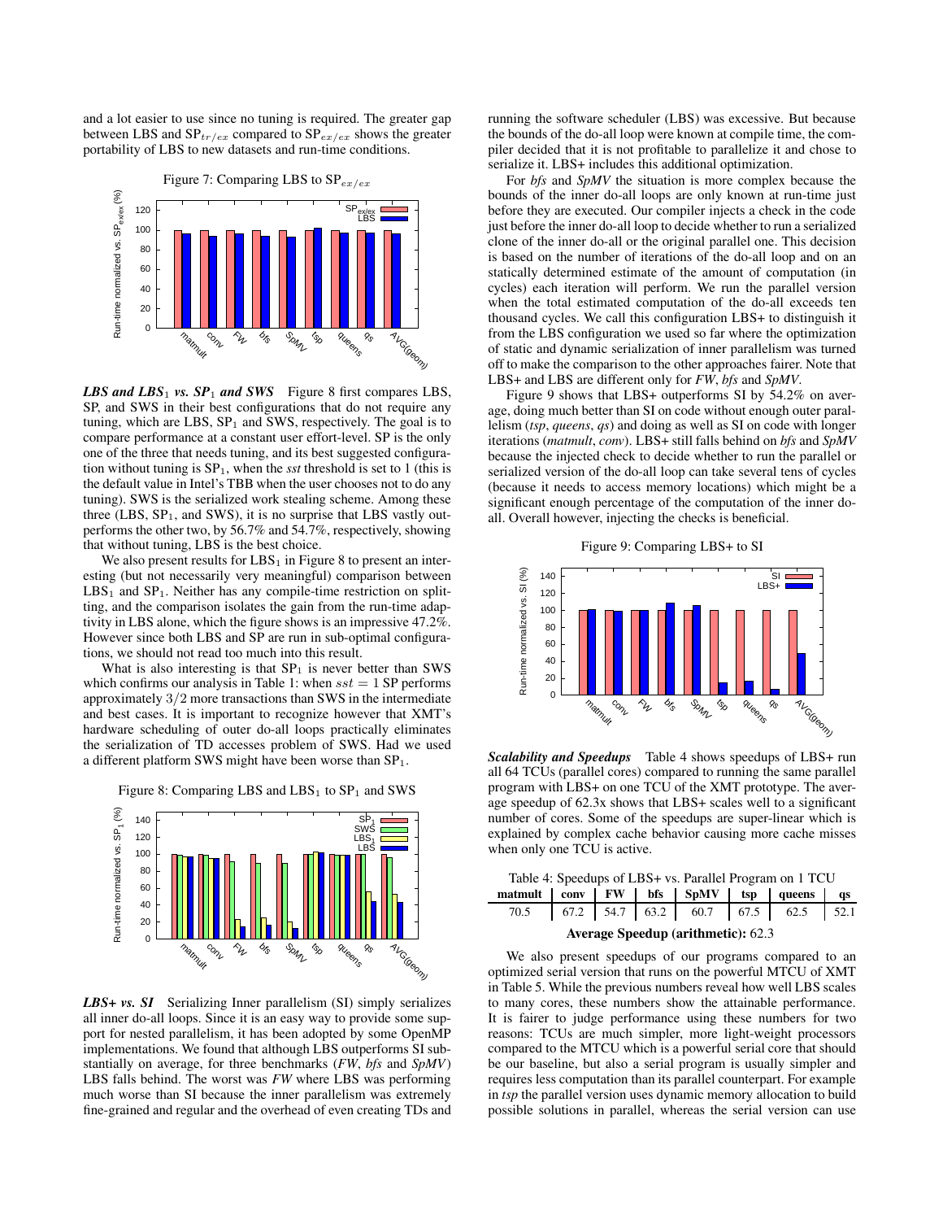and a lot easier to use since no tuning is required. The greater gap between LBS and $SP_{tr/ex}$ compared to $SP_{ex/ex}$ shows the greater portability of LBS to new datasets and run-time conditions.

Figure 7: Comparing LBS to $SP_{ex/ex}$

Run-time normalized vs. $SP_{ex/ex}$ (%)
0 20 40 60 80 100 120
$SP_{ex/ex}$
LBS
matmult conv FW bfs SpMV tsp queens qs AVG(geom)

***LBS and $LBS_1$ vs. $SP_1$ and SWS*** Figure 8 first compares LBS, SP, and SWS in their best configurations that do not require any tuning, which are LBS, $SP_1$ and SWS, respectively. The goal is to compare performance at a constant user effort-level. SP is the only one of the three that needs tuning, and its best suggested configuration without tuning is $SP_1$, when the *sst* threshold is set to 1 (this is the default value in Intel's TBB when the user chooses not to do any tuning). SWS is the serialized work stealing scheme. Among these three (LBS, $SP_1$, and SWS), it is no surprise that LBS vastly outperforms the other two, by 56.7% and 54.7%, respectively, showing that without tuning, LBS is the best choice.

We also present results for $LBS_1$ in Figure 8 to present an interesting (but not necessarily very meaningful) comparison between $LBS_1$ and $SP_1$. Neither has any compile-time restriction on splitting, and the comparison isolates the gain from the run-time adaptivity in LBS alone, which the figure shows is an impressive 47.2%. However since both LBS and SP are run in sub-optimal configurations, we should not read too much into this result.

What is also interesting is that $SP_1$ is never better than SWS which confirms our analysis in Table 1: when $sst = 1$ SP performs approximately $3/2$ more transactions than SWS in the intermediate and best cases. It is important to recognize however that XMT's hardware scheduling of outer do-all loops practically eliminates the serialization of TD accesses problem of SWS. Had we used a different platform SWS might have been worse than $SP_1$.

Figure 8: Comparing LBS and $LBS_1$ to $SP_1$ and SWS

Run-time normalized vs. $SP_1$ (%)
0 20 40 60 80 100 120 140
$SP_1$
SWS
$LBS_1$
LBS
matmult conv FW bfs SpMV tsp queens qs AVG(geom)

***LBS+ vs. SI*** Serializing Inner parallelism (SI) simply serializes all inner do-all loops. Since it is an easy way to provide some support for nested parallelism, it has been adopted by some OpenMP implementations. We found that although LBS outperforms SI substantially on average, for three benchmarks (*FW*, *bfs* and *SpMV*) LBS falls behind. The worst was *FW* where LBS was performing much worse than SI because the inner parallelism was extremely fine-grained and regular and the overhead of even creating TDs and running the software scheduler (LBS) was excessive. But because the bounds of the do-all loop were known at compile time, the compiler decided that it is not profitable to parallelize it and chose to serialize it. LBS+ includes this additional optimization.

For *bfs* and *SpMV* the situation is more complex because the bounds of the inner do-all loops are only known at run-time just before they are executed. Our compiler injects a check in the code just before the inner do-all loop to decide whether to run a serialized clone of the inner do-all or the original parallel one. This decision is based on the number of iterations of the do-all loop and on an statically determined estimate of the amount of computation (in cycles) each iteration will perform. We run the parallel version when the total estimated computation of the do-all exceeds ten thousand cycles. We call this configuration LBS+ to distinguish it from the LBS configuration we used so far where the optimization of static and dynamic serialization of inner parallelism was turned off to make the comparison to the other approaches fairer. Note that LBS+ and LBS are different only for *FW*, *bfs* and *SpMV*.

Figure 9 shows that LBS+ outperforms SI by 54.2% on average, doing much better than SI on code without enough outer parallelism (*tsp*, *queens*, *qs*) and doing as well as SI on code with longer iterations (*matmult*, *conv*). LBS+ still falls behind on *bfs* and *SpMV* because the injected check to decide whether to run the parallel or serialized version of the do-all loop can take several tens of cycles (because it needs to access memory locations) which might be a significant enough percentage of the computation of the inner do-all. Overall however, injecting the checks is beneficial.

Figure 9: Comparing LBS+ to SI

Run-time normalized vs. SI (%)
0 20 40 60 80 100 120 140
SI
LBS+
matmult conv FW bfs SpMV tsp queens qs AVG(geom)

***Scalability and Speedups*** Table 4 shows speedups of LBS+ run all 64 TCUs (parallel cores) compared to running the same parallel program with LBS+ on one TCU of the XMT prototype. The average speedup of 62.3x shows that LBS+ scales well to a significant number of cores. Some of the speedups are super-linear which is explained by complex cache behavior causing more cache misses when only one TCU is active.

Table 4: Speedups of LBS+ vs. Parallel Program on 1 TCU

| matmult | conv | FW | bfs | SpMV | tsp | queens | qs |
|---|---|---|---|---|---|---|---|
| 70.5 | 67.2 | 54.7 | 63.2 | 60.7 | 67.5 | 62.5 | 52.1 |

**Average Speedup (arithmetic):** 62.3

We also present speedups of our programs compared to an optimized serial version that runs on the powerful MTCU of XMT in Table 5. While the previous numbers reveal how well LBS scales to many cores, these numbers show the attainable performance. It is fairer to judge performance using these numbers for two reasons: TCUs are much simpler, more light-weight processors compared to the MTCU which is a powerful serial core that should be our baseline, but also a serial program is usually simpler and requires less computation than its parallel counterpart. For example in *tsp* the parallel version uses dynamic memory allocation to build possible solutions in parallel, whereas the serial version can use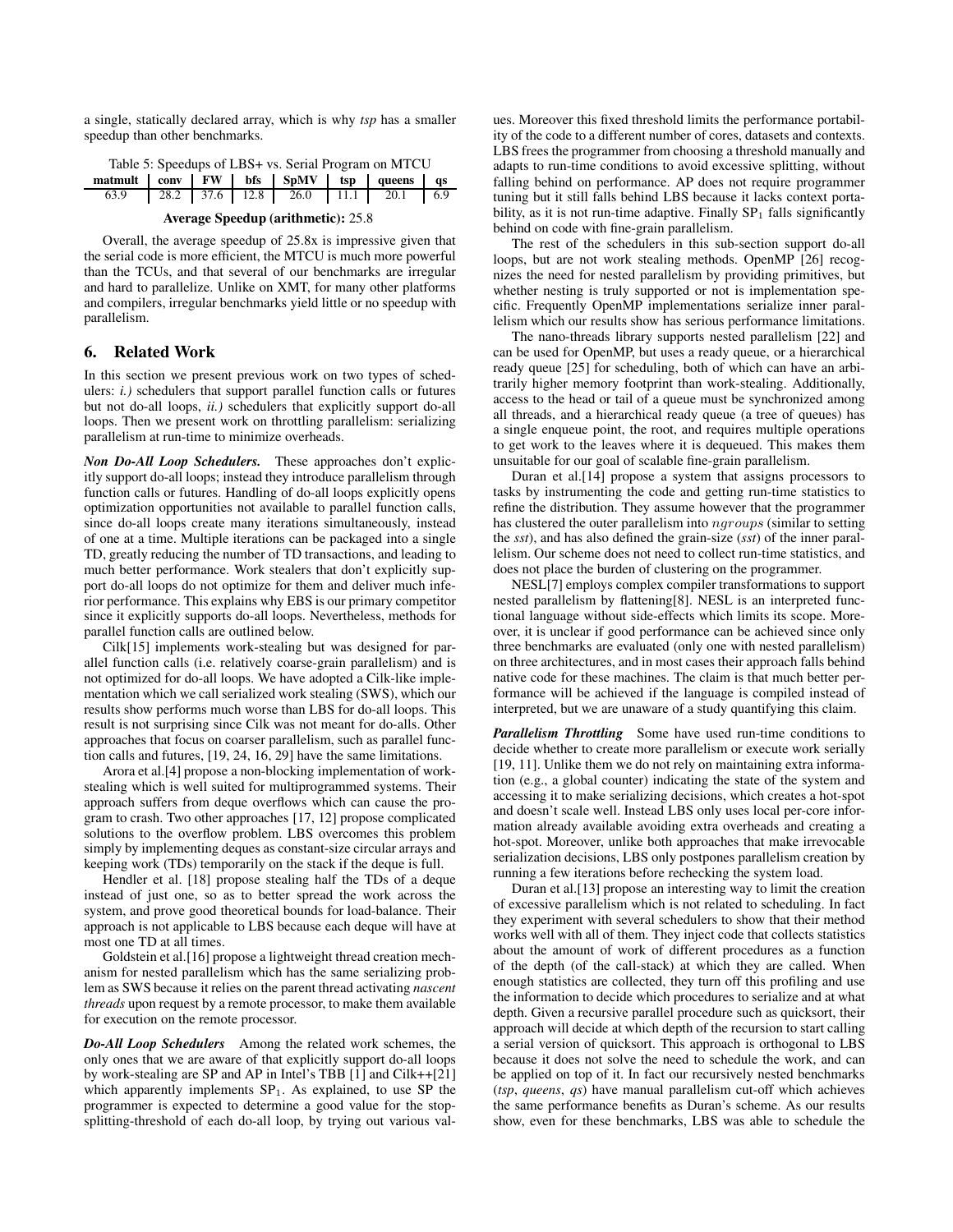a single, statically declared array, which is why *tsp* has a smaller speedup than other benchmarks.

Table 5: Speedups of LBS+ vs. Serial Program on MTCU

| matmult | conv | FW | bfs | SpMV | tsp | queens | qs |
|---|---|---|---|---|---|---|---|
| 63.9 | 28.2 | 37.6 | 12.8 | 26.0 | 11.1 | 20.1 | 6.9 |

**Average Speedup (arithmetic):** 25.8

Overall, the average speedup of 25.8x is impressive given that the serial code is more efficient, the MTCU is much more powerful than the TCUs, and that several of our benchmarks are irregular and hard to parallelize. Unlike on XMT, for many other platforms and compilers, irregular benchmarks yield little or no speedup with parallelism.

## 6. Related Work

In this section we present previous work on two types of schedulers: *i.)* schedulers that support parallel function calls or futures but not do-all loops, *ii.)* schedulers that explicitly support do-all loops. Then we present work on throttling parallelism: serializing parallelism at run-time to minimize overheads.

***Non Do-All Loop Schedulers.*** These approaches don't explicitly support do-all loops; instead they introduce parallelism through function calls or futures. Handling of do-all loops explicitly opens optimization opportunities not available to parallel function calls, since do-all loops create many iterations simultaneously, instead of one at a time. Multiple iterations can be packaged into a single TD, greatly reducing the number of TD transactions, and leading to much better performance. Work stealers that don't explicitly support do-all loops do not optimize for them and deliver much inferior performance. This explains why EBS is our primary competitor since it explicitly supports do-all loops. Nevertheless, methods for parallel function calls are outlined below.

Cilk[15] implements work-stealing but was designed for parallel function calls (i.e. relatively coarse-grain parallelism) and is not optimized for do-all loops. We have adopted a Cilk-like implementation which we call serialized work stealing (SWS), which our results show performs much worse than LBS for do-all loops. This result is not surprising since Cilk was not meant for do-alls. Other approaches that focus on coarser parallelism, such as parallel function calls and futures, [19, 24, 16, 29] have the same limitations.

Arora et al.[4] propose a non-blocking implementation of work-stealing which is well suited for multiprogrammed systems. Their approach suffers from deque overflows which can cause the program to crash. Two other approaches [17, 12] propose complicated solutions to the overflow problem. LBS overcomes this problem simply by implementing deques as constant-size circular arrays and keeping work (TDs) temporarily on the stack if the deque is full.

Hendler et al. [18] propose stealing half the TDs of a deque instead of just one, so as to better spread the work across the system, and prove good theoretical bounds for load-balance. Their approach is not applicable to LBS because each deque will have at most one TD at all times.

Goldstein et al.[16] propose a lightweight thread creation mechanism for nested parallelism which has the same serializing problem as SWS because it relies on the parent thread activating *nascent threads* upon request by a remote processor, to make them available for execution on the remote processor.

***Do-All Loop Schedulers*** Among the related work schemes, the only ones that we are aware of that explicitly support do-all loops by work-stealing are SP and AP in Intel's TBB [1] and Cilk++[21] which apparently implements $SP_1$. As explained, to use SP the programmer is expected to determine a good value for the stop-splitting-threshold of each do-all loop, by trying out various values. Moreover this fixed threshold limits the performance portability of the code to a different number of cores, datasets and contexts. LBS frees the programmer from choosing a threshold manually and adapts to run-time conditions to avoid excessive splitting, without falling behind on performance. AP does not require programmer tuning but it still falls behind LBS because it lacks context portability, as it is not run-time adaptive. Finally $SP_1$ falls significantly behind on code with fine-grain parallelism.

The rest of the schedulers in this sub-section support do-all loops, but are not work stealing methods. OpenMP [26] recognizes the need for nested parallelism by providing primitives, but whether nesting is truly supported or not is implementation specific. Frequently OpenMP implementations serialize inner parallelism which our results show has serious performance limitations.

The nano-threads library supports nested parallelism [22] and can be used for OpenMP, but uses a ready queue, or a hierarchical ready queue [25] for scheduling, both of which can have an arbitrarily higher memory footprint than work-stealing. Additionally, access to the head or tail of a queue must be synchronized among all threads, and a hierarchical ready queue (a tree of queues) has a single enqueue point, the root, and requires multiple operations to get work to the leaves where it is dequeued. This makes them unsuitable for our goal of scalable fine-grain parallelism.

Duran et al.[14] propose a system that assigns processors to tasks by instrumenting the code and getting run-time statistics to refine the distribution. They assume however that the programmer has clustered the outer parallelism into $ngroups$ (similar to setting the *sst*), and has also defined the grain-size (*sst*) of the inner parallelism. Our scheme does not need to collect run-time statistics, and does not place the burden of clustering on the programmer.

NESL[7] employs complex compiler transformations to support nested parallelism by flattening[8]. NESL is an interpreted functional language without side-effects which limits its scope. Moreover, it is unclear if good performance can be achieved since only three benchmarks are evaluated (only one with nested parallelism) on three architectures, and in most cases their approach falls behind native code for these machines. The claim is that much better performance will be achieved if the language is compiled instead of interpreted, but we are unaware of a study quantifying this claim.

***Parallelism Throttling*** Some have used run-time conditions to decide whether to create more parallelism or execute work serially [19, 11]. Unlike them we do not rely on maintaining extra information (e.g., a global counter) indicating the state of the system and accessing it to make serializing decisions, which creates a hot-spot and doesn't scale well. Instead LBS only uses local per-core information already available avoiding extra overheads and creating a hot-spot. Moreover, unlike both approaches that make irrevocable serialization decisions, LBS only postpones parallelism creation by running a few iterations before rechecking the system load.

Duran et al.[13] propose an interesting way to limit the creation of excessive parallelism which is not related to scheduling. In fact they experiment with several schedulers to show that their method works well with all of them. They inject code that collects statistics about the amount of work of different procedures as a function of the depth (of the call-stack) at which they are called. When enough statistics are collected, they turn off this profiling and use the information to decide which procedures to serialize and at what depth. Given a recursive parallel procedure such as quicksort, their approach will decide at which depth of the recursion to start calling a serial version of quicksort. This approach is orthogonal to LBS because it does not solve the need to schedule the work, and can be applied on top of it. In fact our recursively nested benchmarks (*tsp*, *queens*, *qs*) have manual parallelism cut-off which achieves the same performance benefits as Duran's scheme. As our results show, even for these benchmarks, LBS was able to schedule the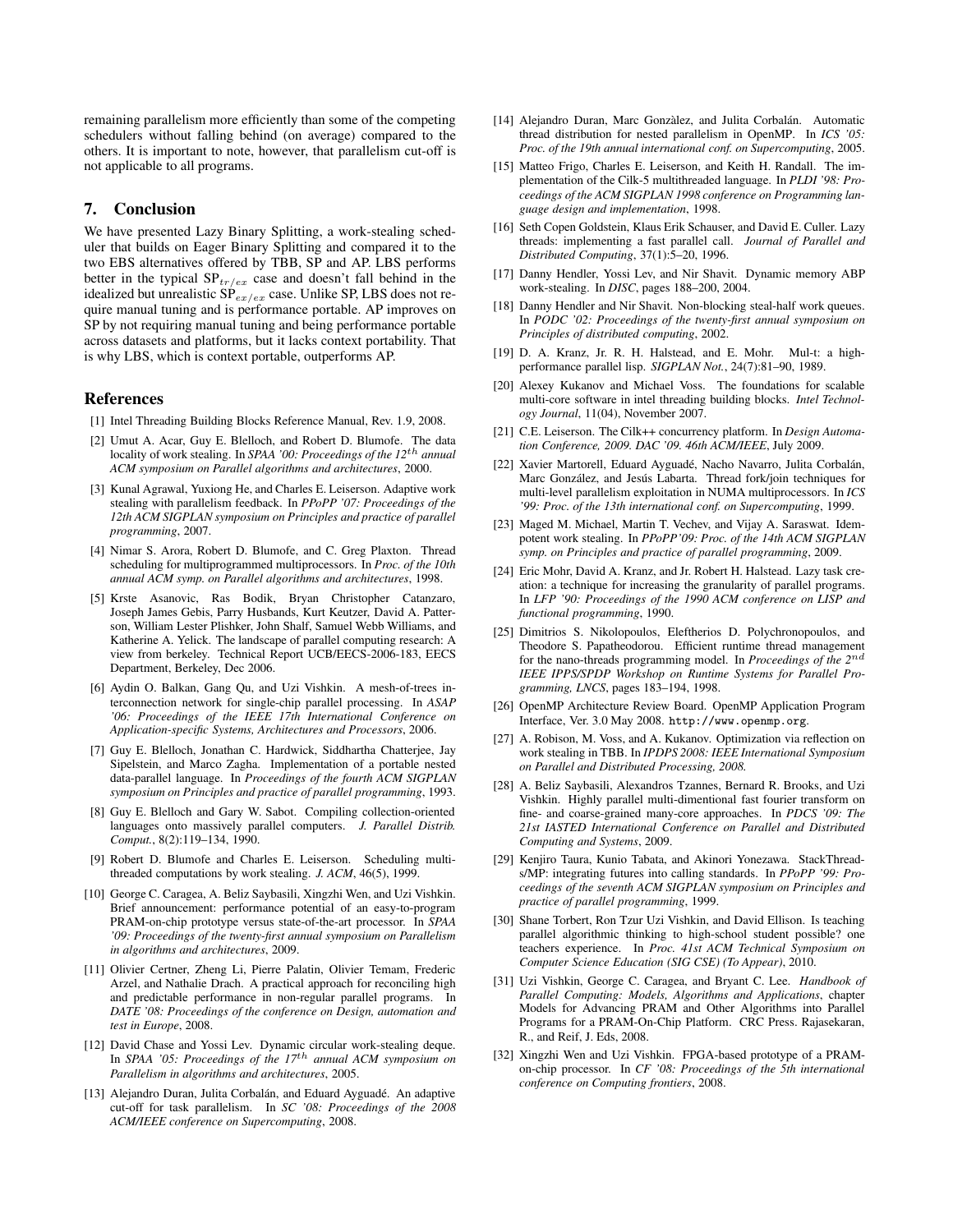remaining parallelism more efficiently than some of the competing schedulers without falling behind (on average) compared to the others. It is important to note, however, that parallelism cut-off is not applicable to all programs.

## 7. Conclusion

We have presented Lazy Binary Splitting, a work-stealing scheduler that builds on Eager Binary Splitting and compared it to the two EBS alternatives offered by TBB, SP and AP. LBS performs better in the typical $SP_{tr/ex}$ case and doesn't fall behind in the idealized but unrealistic $SP_{ex/ex}$ case. Unlike SP, LBS does not require manual tuning and is performance portable. AP improves on SP by not requiring manual tuning and being performance portable across datasets and platforms, but it lacks context portability. That is why LBS, which is context portable, outperforms AP.

## References

[1] Intel Threading Building Blocks Reference Manual, Rev. 1.9, 2008.

[2] Umut A. Acar, Guy E. Blelloch, and Robert D. Blumofe. The data locality of work stealing. In *SPAA '00: Proceedings of the 12$^{th}$ annual ACM symposium on Parallel algorithms and architectures*, 2000.

[3] Kunal Agrawal, Yuxiong He, and Charles E. Leiserson. Adaptive work stealing with parallelism feedback. In *PPoPP '07: Proceedings of the 12th ACM SIGPLAN symposium on Principles and practice of parallel programming*, 2007.

[4] Nimar S. Arora, Robert D. Blumofe, and C. Greg Plaxton. Thread scheduling for multiprogrammed multiprocessors. In *Proc. of the 10th annual ACM symp. on Parallel algorithms and architectures*, 1998.

[5] Krste Asanovic, Ras Bodik, Bryan Christopher Catanzaro, Joseph James Gebis, Parry Husbands, Kurt Keutzer, David A. Patterson, William Lester Plishker, John Shalf, Samuel Webb Williams, and Katherine A. Yelick. The landscape of parallel computing research: A view from berkeley. Technical Report UCB/EECS-2006-183, EECS Department, Berkeley, Dec 2006.

[6] Aydin O. Balkan, Gang Qu, and Uzi Vishkin. A mesh-of-trees interconnection network for single-chip parallel processing. In *ASAP '06: Proceedings of the IEEE 17th International Conference on Application-specific Systems, Architectures and Processors*, 2006.

[7] Guy E. Blelloch, Jonathan C. Hardwick, Siddhartha Chatterjee, Jay Sipelstein, and Marco Zagha. Implementation of a portable nested data-parallel language. In *Proceedings of the fourth ACM SIGPLAN symposium on Principles and practice of parallel programming*, 1993.

[8] Guy E. Blelloch and Gary W. Sabot. Compiling collection-oriented languages onto massively parallel computers. *J. Parallel Distrib. Comput.*, 8(2):119–134, 1990.

[9] Robert D. Blumofe and Charles E. Leiserson. Scheduling multithreaded computations by work stealing. *J. ACM*, 46(5), 1999.

[10] George C. Caragea, A. Beliz Saybasili, Xingzhi Wen, and Uzi Vishkin. Brief announcement: performance potential of an easy-to-program PRAM-on-chip prototype versus state-of-the-art processor. In *SPAA '09: Proceedings of the twenty-first annual symposium on Parallelism in algorithms and architectures*, 2009.

[11] Olivier Certner, Zheng Li, Pierre Palatin, Olivier Temam, Frederic Arzel, and Nathalie Drach. A practical approach for reconciling high and predictable performance in non-regular parallel programs. In *DATE '08: Proceedings of the conference on Design, automation and test in Europe*, 2008.

[12] David Chase and Yossi Lev. Dynamic circular work-stealing deque. In *SPAA '05: Proceedings of the 17$^{th}$ annual ACM symposium on Parallelism in algorithms and architectures*, 2005.

[13] Alejandro Duran, Julita Corbalán, and Eduard Ayguadé. An adaptive cut-off for task parallelism. In *SC '08: Proceedings of the 2008 ACM/IEEE conference on Supercomputing*, 2008.

[14] Alejandro Duran, Marc Gonzàlez, and Julita Corbalán. Automatic thread distribution for nested parallelism in OpenMP. In *ICS '05: Proc. of the 19th annual international conf. on Supercomputing*, 2005.

[15] Matteo Frigo, Charles E. Leiserson, and Keith H. Randall. The implementation of the Cilk-5 multithreaded language. In *PLDI '98: Proceedings of the ACM SIGPLAN 1998 conference on Programming language design and implementation*, 1998.

[16] Seth Copen Goldstein, Klaus Erik Schauser, and David E. Culler. Lazy threads: implementing a fast parallel call. *Journal of Parallel and Distributed Computing*, 37(1):5–20, 1996.

[17] Danny Hendler, Yossi Lev, and Nir Shavit. Dynamic memory ABP work-stealing. In *DISC*, pages 188–200, 2004.

[18] Danny Hendler and Nir Shavit. Non-blocking steal-half work queues. In *PODC '02: Proceedings of the twenty-first annual symposium on Principles of distributed computing*, 2002.

[19] D. A. Kranz, Jr. R. H. Halstead, and E. Mohr. Mul-t: a high-performance parallel lisp. *SIGPLAN Not.*, 24(7):81–90, 1989.

[20] Alexey Kukanov and Michael Voss. The foundations for scalable multi-core software in intel threading building blocks. *Intel Technology Journal*, 11(04), November 2007.

[21] C.E. Leiserson. The Cilk++ concurrency platform. In *Design Automation Conference, 2009. DAC '09. 46th ACM/IEEE*, July 2009.

[22] Xavier Martorell, Eduard Ayguadé, Nacho Navarro, Julita Corbalán, Marc González, and Jesús Labarta. Thread fork/join techniques for multi-level parallelism exploitation in NUMA multiprocessors. In *ICS '99: Proc. of the 13th international conf. on Supercomputing*, 1999.

[23] Maged M. Michael, Martin T. Vechev, and Vijay A. Saraswat. Idempotent work stealing. In *PPoPP'09: Proc. of the 14th ACM SIGPLAN symp. on Principles and practice of parallel programming*, 2009.

[24] Eric Mohr, David A. Kranz, and Jr. Robert H. Halstead. Lazy task creation: a technique for increasing the granularity of parallel programs. In *LFP '90: Proceedings of the 1990 ACM conference on LISP and functional programming*, 1990.

[25] Dimitrios S. Nikolopoulos, Eleftherios D. Polychronopoulos, and Theodore S. Papatheodorou. Efficient runtime thread management for the nano-threads programming model. In *Proceedings of the 2$^{nd}$ IEEE IPPS/SPDP Workshop on Runtime Systems for Parallel Programming, LNCS*, pages 183–194, 1998.

[26] OpenMP Architecture Review Board. OpenMP Application Program Interface, Ver. 3.0 May 2008. http://www.openmp.org.

[27] A. Robison, M. Voss, and A. Kukanov. Optimization via reflection on work stealing in TBB. In *IPDPS 2008: IEEE International Symposium on Parallel and Distributed Processing, 2008.*

[28] A. Beliz Saybasili, Alexandros Tzannes, Bernard R. Brooks, and Uzi Vishkin. Highly parallel multi-dimentional fast fourier transform on fine- and coarse-grained many-core approaches. In *PDCS '09: The 21st IASTED International Conference on Parallel and Distributed Computing and Systems*, 2009.

[29] Kenjiro Taura, Kunio Tabata, and Akinori Yonezawa. StackThreads/MP: integrating futures into calling standards. In *PPoPP '99: Proceedings of the seventh ACM SIGPLAN symposium on Principles and practice of parallel programming*, 1999.

[30] Shane Torbert, Ron Tzur Uzi Vishkin, and David Ellison. Is teaching parallel algorithmic thinking to high-school student possible? one teachers experience. In *Proc. 41st ACM Technical Symposium on Computer Science Education (SIG CSE) (To Appear)*, 2010.

[31] Uzi Vishkin, George C. Caragea, and Bryant C. Lee. *Handbook of Parallel Computing: Models, Algorithms and Applications*, chapter Models for Advancing PRAM and Other Algorithms into Parallel Programs for a PRAM-On-Chip Platform. CRC Press. Rajasekaran, R., and Reif, J. Eds, 2008.

[32] Xingzhi Wen and Uzi Vishkin. FPGA-based prototype of a PRAM-on-chip processor. In *CF '08: Proceedings of the 5th international conference on Computing frontiers*, 2008.